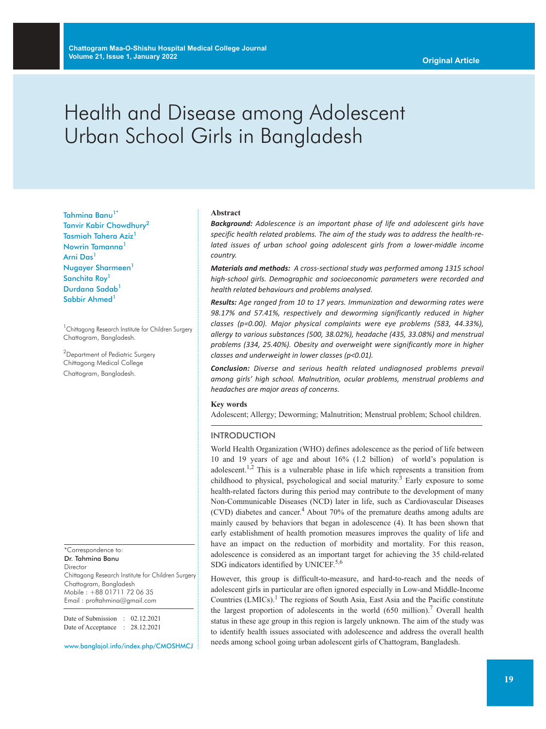# Health and Disease among Adolescent Urban School Girls in Bangladesh

Tahmina Banu[1*]
Tanvir Kabir Chowdhury[2]
Tasmiah Tahera Aziz[1]
Nowrin Tamanna[1]
Arni Das[1]
Nugayer Sharmeen[1]
Sanchita Roy[1]
Durdana Sadab[1]
Sabbir Ahmed[1]

[1]Chittagong Research Institute for Children Surgery
Chattogram, Bangladesh.

[2]Department of Pediatric Surgery
Chittagong Medical College
Chattogram, Bangladesh.

*Correspondence to:
**Dr. Tahmina Banu**
Director
Chittagong Research Institute for Children Surgery
Chattogram, Bangladesh
Mobile : +88 01711 72 06 35
Email : proftahmina@gmail.com

Date of Submission : 02.12.2021
Date of Acceptance : 28.12.2021

www.banglajol.info/index.php/CMOSHMCJ

**Abstract**

***Background:*** *Adolescence is an important phase of life and adolescent girls have specific health related problems. The aim of the study was to address the health-related issues of urban school going adolescent girls from a lower-middle income country.*

***Materials and methods:*** *A cross-sectional study was performed among 1315 school high-school girls. Demographic and socioeconomic parameters were recorded and health related behaviours and problems analysed.*

***Results:*** *Age ranged from 10 to 17 years. Immunization and deworming rates were 98.17% and 57.41%, respectively and deworming significantly reduced in higher classes (p=0.00). Major physical complaints were eye problems (583, 44.33%), allergy to various substances (500, 38.02%), headache (435, 33.08%) and menstrual problems (334, 25.40%). Obesity and overweight were significantly more in higher classes and underweight in lower classes (p<0.01).*

***Conclusion:*** *Diverse and serious health related undiagnosed problems prevail among girls' high school. Malnutrition, ocular problems, menstrual problems and headaches are major areas of concerns.*

**Key words**

Adolescent; Allergy; Deworming; Malnutrition; Menstrual problem; School children.

## INTRODUCTION

World Health Organization (WHO) defines adolescence as the period of life between 10 and 19 years of age and about 16% (1.2 billion) of world's population is adolescent.[1,2] This is a vulnerable phase in life which represents a transition from childhood to physical, psychological and social maturity.[3] Early exposure to some health-related factors during this period may contribute to the development of many Non-Communicable Diseases (NCD) later in life, such as Cardiovascular Diseases (CVD) diabetes and cancer.[4] About 70% of the premature deaths among adults are mainly caused by behaviors that began in adolescence (4). It has been shown that early establishment of health promotion measures improves the quality of life and have an impact on the reduction of morbidity and mortality. For this reason, adolescence is considered as an important target for achieving the 35 child-related SDG indicators identified by UNICEF.[5,6]

However, this group is difficult-to-measure, and hard-to-reach and the needs of adolescent girls in particular are often ignored especially in Low-and Middle-Income Countries (LMICs).[1] The regions of South Asia, East Asia and the Pacific constitute the largest proportion of adolescents in the world (650 million).[7] Overall health status in these age group in this region is largely unknown. The aim of the study was to identify health issues associated with adolescence and address the overall health needs among school going urban adolescent girls of Chattogram, Bangladesh.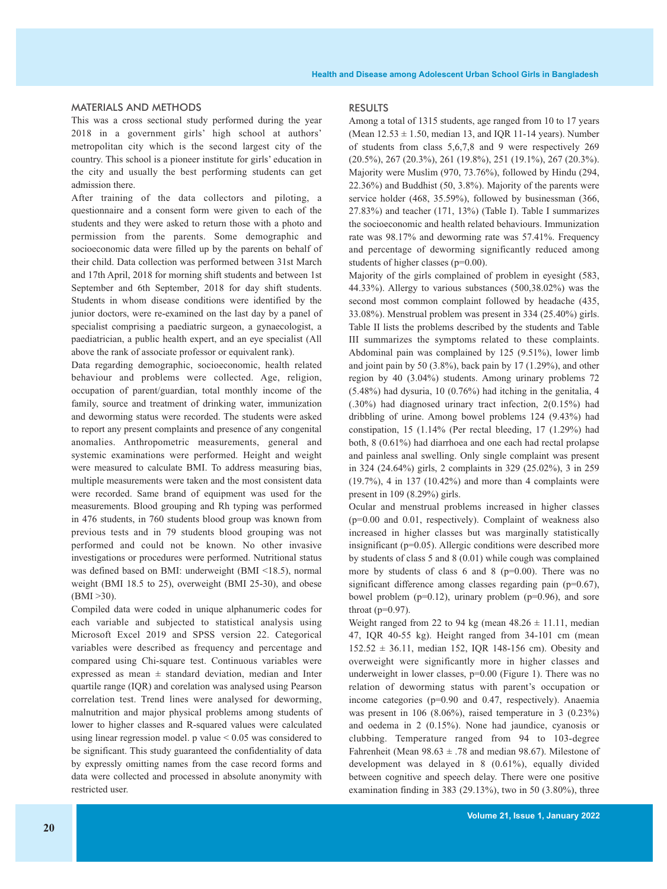## MATERIALS AND METHODS

This was a cross sectional study performed during the year 2018 in a government girls' high school at authors' metropolitan city which is the second largest city of the country. This school is a pioneer institute for girls' education in the city and usually the best performing students can get admission there.

After training of the data collectors and piloting, a questionnaire and a consent form were given to each of the students and they were asked to return those with a photo and permission from the parents. Some demographic and socioeconomic data were filled up by the parents on behalf of their child. Data collection was performed between 31st March and 17th April, 2018 for morning shift students and between 1st September and 6th September, 2018 for day shift students. Students in whom disease conditions were identified by the junior doctors, were re-examined on the last day by a panel of specialist comprising a paediatric surgeon, a gynaecologist, a paediatrician, a public health expert, and an eye specialist (All above the rank of associate professor or equivalent rank).

Data regarding demographic, socioeconomic, health related behaviour and problems were collected. Age, religion, occupation of parent/guardian, total monthly income of the family, source and treatment of drinking water, immunization and deworming status were recorded. The students were asked to report any present complaints and presence of any congenital anomalies. Anthropometric measurements, general and systemic examinations were performed. Height and weight were measured to calculate BMI. To address measuring bias, multiple measurements were taken and the most consistent data were recorded. Same brand of equipment was used for the measurements. Blood grouping and Rh typing was performed in 476 students, in 760 students blood group was known from previous tests and in 79 students blood grouping was not performed and could not be known. No other invasive investigations or procedures were performed. Nutritional status was defined based on BMI: underweight (BMI <18.5), normal weight (BMI 18.5 to 25), overweight (BMI 25-30), and obese (BMI >30).

Compiled data were coded in unique alphanumeric codes for each variable and subjected to statistical analysis using Microsoft Excel 2019 and SPSS version 22. Categorical variables were described as frequency and percentage and compared using Chi-square test. Continuous variables were expressed as mean ± standard deviation, median and Inter quartile range (IQR) and corelation was analysed using Pearson correlation test. Trend lines were analysed for deworming, malnutrition and major physical problems among students of lower to higher classes and R-squared values were calculated using linear regression model. p value < 0.05 was considered to be significant. This study guaranteed the confidentiality of data by expressly omitting names from the case record forms and data were collected and processed in absolute anonymity with restricted user.

## RESULTS

Among a total of 1315 students, age ranged from 10 to 17 years (Mean 12.53 ± 1.50, median 13, and IQR 11-14 years). Number of students from class 5,6,7,8 and 9 were respectively 269 (20.5%), 267 (20.3%), 261 (19.8%), 251 (19.1%), 267 (20.3%). Majority were Muslim (970, 73.76%), followed by Hindu (294, 22.36%) and Buddhist (50, 3.8%). Majority of the parents were service holder (468, 35.59%), followed by businessman (366, 27.83%) and teacher (171, 13%) (Table I). Table I summarizes the socioeconomic and health related behaviours. Immunization rate was 98.17% and deworming rate was 57.41%. Frequency and percentage of deworming significantly reduced among students of higher classes (p=0.00).

Majority of the girls complained of problem in eyesight (583, 44.33%). Allergy to various substances (500,38.02%) was the second most common complaint followed by headache (435, 33.08%). Menstrual problem was present in 334 (25.40%) girls. Table II lists the problems described by the students and Table III summarizes the symptoms related to these complaints. Abdominal pain was complained by 125 (9.51%), lower limb and joint pain by 50 (3.8%), back pain by 17 (1.29%), and other region by 40 (3.04%) students. Among urinary problems 72 (5.48%) had dysuria, 10 (0.76%) had itching in the genitalia, 4 (.30%) had diagnosed urinary tract infection, 2(0.15%) had dribbling of urine. Among bowel problems 124 (9.43%) had constipation, 15 (1.14% (Per rectal bleeding, 17 (1.29%) had both, 8 (0.61%) had diarrhoea and one each had rectal prolapse and painless anal swelling. Only single complaint was present in 324 (24.64%) girls, 2 complaints in 329 (25.02%), 3 in 259 (19.7%), 4 in 137 (10.42%) and more than 4 complaints were present in 109 (8.29%) girls.

Ocular and menstrual problems increased in higher classes (p=0.00 and 0.01, respectively). Complaint of weakness also increased in higher classes but was marginally statistically insignificant (p=0.05). Allergic conditions were described more by students of class 5 and 8 (0.01) while cough was complained more by students of class 6 and 8 (p=0.00). There was no significant difference among classes regarding pain (p=0.67), bowel problem (p=0.12), urinary problem (p=0.96), and sore throat (p=0.97).

Weight ranged from 22 to 94 kg (mean 48.26 ± 11.11, median 47, IQR 40-55 kg). Height ranged from 34-101 cm (mean 152.52 ± 36.11, median 152, IQR 148-156 cm). Obesity and overweight were significantly more in higher classes and underweight in lower classes, p=0.00 (Figure 1). There was no relation of deworming status with parent's occupation or income categories (p=0.90 and 0.47, respectively). Anaemia was present in 106 (8.06%), raised temperature in 3 (0.23%) and oedema in 2 (0.15%). None had jaundice, cyanosis or clubbing. Temperature ranged from 94 to 103-degree Fahrenheit (Mean 98.63 ± .78 and median 98.67). Milestone of development was delayed in 8 (0.61%), equally divided between cognitive and speech delay. There were one positive examination finding in 383 (29.13%), two in 50 (3.80%), three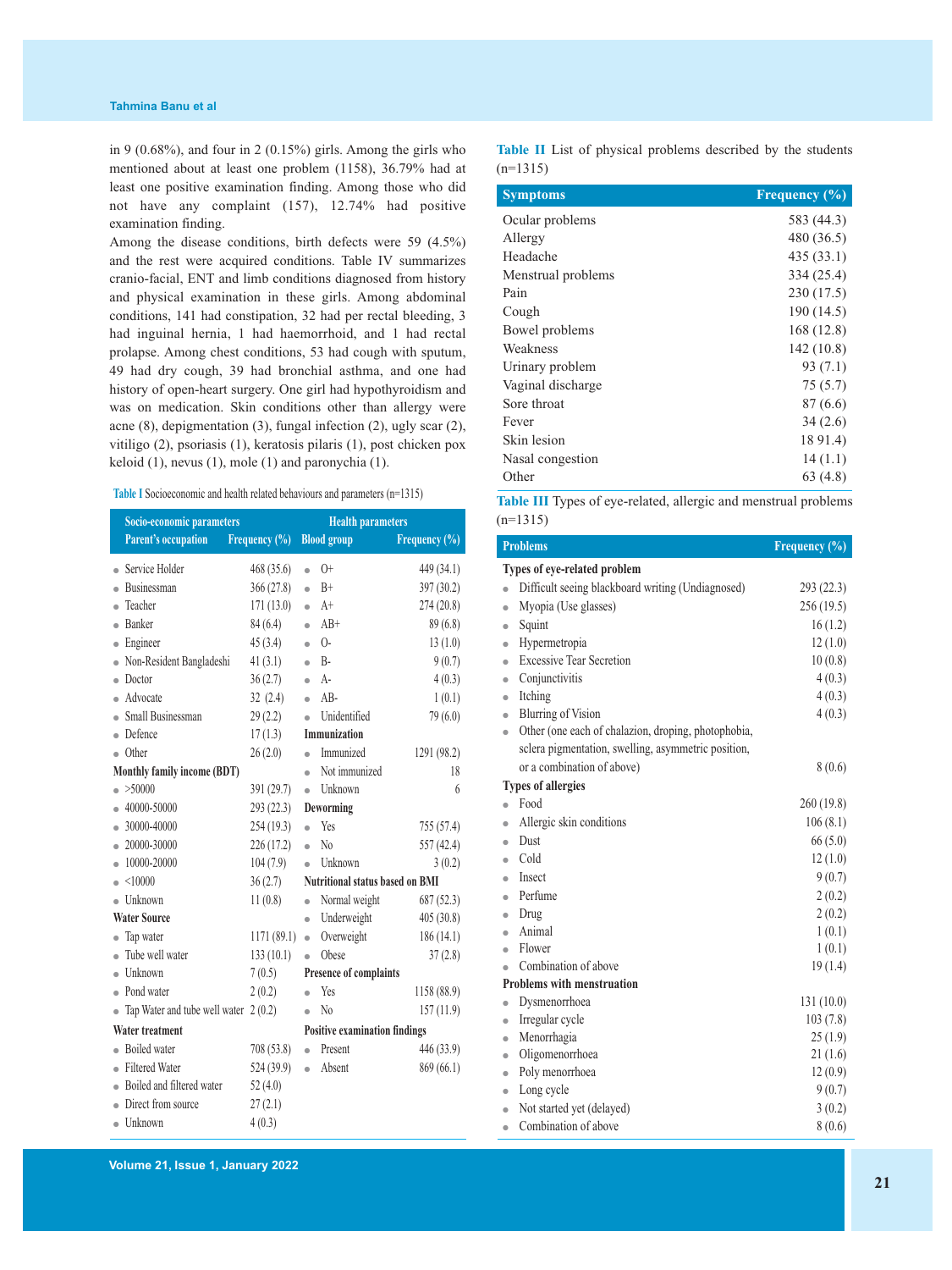in 9 (0.68%), and four in 2 (0.15%) girls. Among the girls who mentioned about at least one problem (1158), 36.79% had at least one positive examination finding. Among those who did not have any complaint (157), 12.74% had positive examination finding.

Among the disease conditions, birth defects were 59 (4.5%) and the rest were acquired conditions. Table IV summarizes cranio-facial, ENT and limb conditions diagnosed from history and physical examination in these girls. Among abdominal conditions, 141 had constipation, 32 had per rectal bleeding, 3 had inguinal hernia, 1 had haemorrhoid, and 1 had rectal prolapse. Among chest conditions, 53 had cough with sputum, 49 had dry cough, 39 had bronchial asthma, and one had history of open-heart surgery. One girl had hypothyroidism and was on medication. Skin conditions other than allergy were acne (8), depigmentation (3), fungal infection (2), ugly scar (2), vitiligo (2), psoriasis (1), keratosis pilaris (1), post chicken pox keloid (1), nevus (1), mole (1) and paronychia (1).

**Table I** Socioeconomic and health related behaviours and parameters (n=1315)

| Socio-economic parameters | | Health parameters | |
|---|---|---|---|
| **Parent's occupation** | **Frequency (%)** | **Blood group** | **Frequency (%)** |
| Service Holder | 468 (35.6) | O+ | 449 (34.1) |
| Businessman | 366 (27.8) | B+ | 397 (30.2) |
| Teacher | 171 (13.0) | A+ | 274 (20.8) |
| Banker | 84 (6.4) | AB+ | 89 (6.8) |
| Engineer | 45 (3.4) | O- | 13 (1.0) |
| Non-Resident Bangladeshi | 41 (3.1) | B- | 9 (0.7) |
| Doctor | 36 (2.7) | A- | 4 (0.3) |
| Advocate | 32 (2.4) | AB- | 1 (0.1) |
| Small Businessman | 29 (2.2) | Unidentified | 79 (6.0) |
| Defence | 17 (1.3) | **Immunization** | |
| Other | 26 (2.0) | Immunized | 1291 (98.2) |
| **Monthly family income (BDT)** | | Not immunized | 18 |
| >50000 | 391 (29.7) | Unknown | 6 |
| 40000-50000 | 293 (22.3) | **Deworming** | |
| 30000-40000 | 254 (19.3) | Yes | 755 (57.4) |
| 20000-30000 | 226 (17.2) | No | 557 (42.4) |
| 10000-20000 | 104 (7.9) | Unknown | 3 (0.2) |
| <10000 | 36 (2.7) | **Nutritional status based on BMI** | |
| Unknown | 11 (0.8) | Normal weight | 687 (52.3) |
| **Water Source** | | Underweight | 405 (30.8) |
| Tap water | 1171 (89.1) | Overweight | 186 (14.1) |
| Tube well water | 133 (10.1) | Obese | 37 (2.8) |
| Unknown | 7 (0.5) | **Presence of complaints** | |
| Pond water | 2 (0.2) | Yes | 1158 (88.9) |
| Tap Water and tube well water | 2 (0.2) | No | 157 (11.9) |
| **Water treatment** | | **Positive examination findings** | |
| Boiled water | 708 (53.8) | Present | 446 (33.9) |
| Filtered Water | 524 (39.9) | Absent | 869 (66.1) |
| Boiled and filtered water | 52 (4.0) | | |
| Direct from source | 27 (2.1) | | |
| Unknown | 4 (0.3) | | |

**Table II** List of physical problems described by the students (n=1315)

| Symptoms | Frequency (%) |
|---|---|
| Ocular problems | 583 (44.3) |
| Allergy | 480 (36.5) |
| Headache | 435 (33.1) |
| Menstrual problems | 334 (25.4) |
| Pain | 230 (17.5) |
| Cough | 190 (14.5) |
| Bowel problems | 168 (12.8) |
| Weakness | 142 (10.8) |
| Urinary problem | 93 (7.1) |
| Vaginal discharge | 75 (5.7) |
| Sore throat | 87 (6.6) |
| Fever | 34 (2.6) |
| Skin lesion | 18 91.4) |
| Nasal congestion | 14 (1.1) |
| Other | 63 (4.8) |

**Table III** Types of eye-related, allergic and menstrual problems (n=1315)

| Problems | Frequency (%) |
|---|---|
| **Types of eye-related problem** | |
| Difficult seeing blackboard writing (Undiagnosed) | 293 (22.3) |
| Myopia (Use glasses) | 256 (19.5) |
| Squint | 16 (1.2) |
| Hypermetropia | 12 (1.0) |
| Excessive Tear Secretion | 10 (0.8) |
| Conjunctivitis | 4 (0.3) |
| Itching | 4 (0.3) |
| Blurring of Vision | 4 (0.3) |
| Other (one each of chalazion, droping, photophobia, sclera pigmentation, swelling, asymmetric position, or a combination of above) | 8 (0.6) |
| **Types of allergies** | |
| Food | 260 (19.8) |
| Allergic skin conditions | 106 (8.1) |
| Dust | 66 (5.0) |
| Cold | 12 (1.0) |
| Insect | 9 (0.7) |
| Perfume | 2 (0.2) |
| Drug | 2 (0.2) |
| Animal | 1 (0.1) |
| Flower | 1 (0.1) |
| Combination of above | 19 (1.4) |
| **Problems with menstruation** | |
| Dysmenorrhoea | 131 (10.0) |
| Irregular cycle | 103 (7.8) |
| Menorrhagia | 25 (1.9) |
| Oligomenorrhoea | 21 (1.6) |
| Poly menorrhoea | 12 (0.9) |
| Long cycle | 9 (0.7) |
| Not started yet (delayed) | 3 (0.2) |
| Combination of above | 8 (0.6) |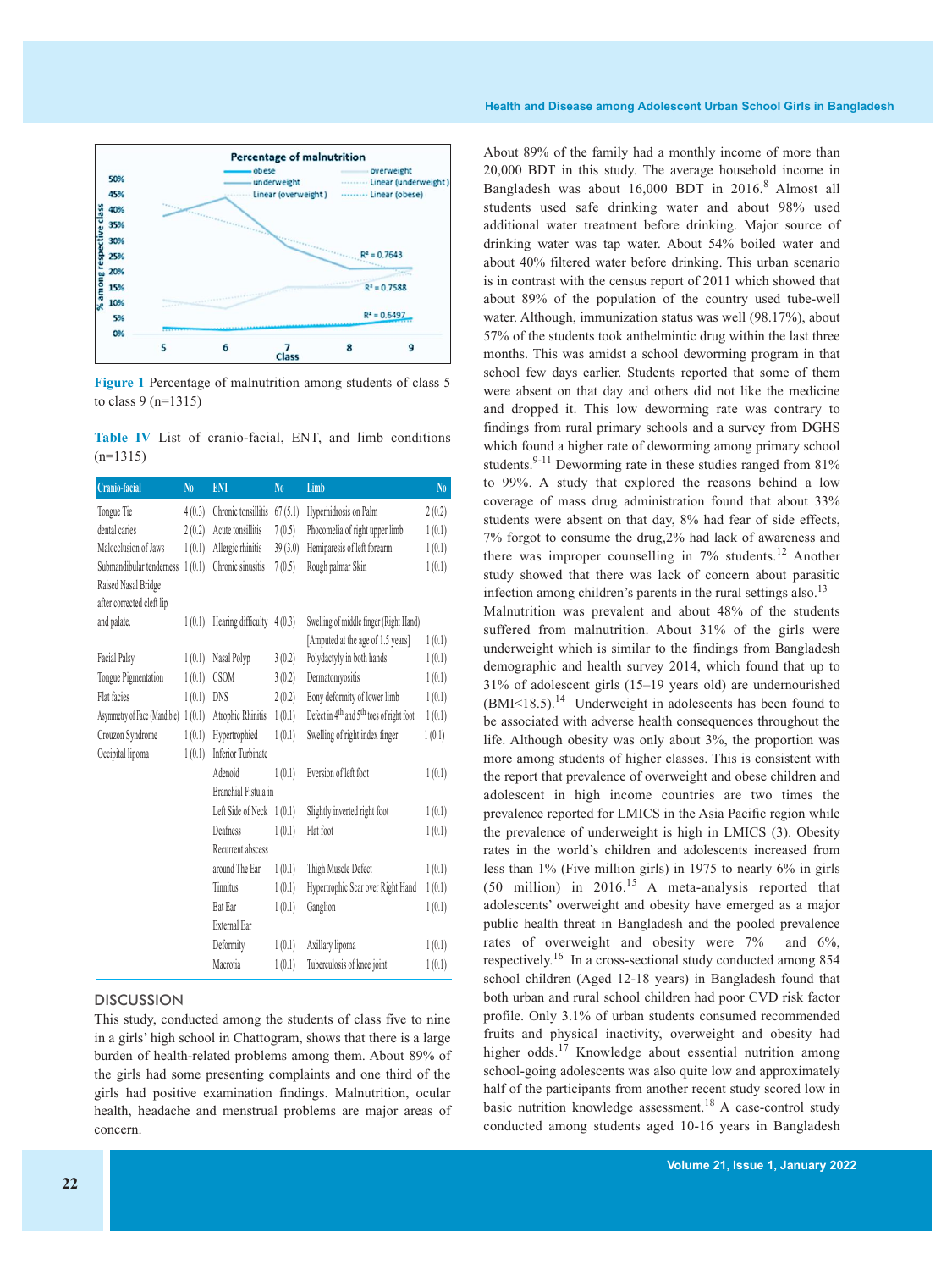Figure 1 Percentage of malnutrition among students of class 5 to class 9 (n=1315)

Table IV List of cranio-facial, ENT, and limb conditions (n=1315)

| Cranio-facial | No | ENT | No | Limb | No |
|---|---|---|---|---|---|
| Tongue Tie | 4 (0.3) | Chronic tonsillitis | 67 (5.1) | Hyperhidrosis on Palm | 2 (0.2) |
| dental caries | 2 (0.2) | Acute tonsillitis | 7 (0.5) | Phocomelia of right upper limb | 1 (0.1) |
| Malocclusion of Jaws | 1 (0.1) | Allergic rhinitis | 39 (3.0) | Hemiparesis of left forearm | 1 (0.1) |
| Submandibular tenderness | 1 (0.1) | Chronic sinusitis | 7 (0.5) | Rough palmar Skin | 1 (0.1) |
| Raised Nasal Bridge after corrected cleft lip and palate. | 1 (0.1) | Hearing difficulty | 4 (0.3) | Swelling of middle finger (Right Hand) [Amputed at the age of 1.5 years] | 1 (0.1) |
| Facial Palsy | 1 (0.1) | Nasal Polyp | 3 (0.2) | Polydactyly in both hands | 1 (0.1) |
| Tongue Pigmentation | 1 (0.1) | CSOM | 3 (0.2) | Dermatomyositis | 1 (0.1) |
| Flat facies | 1 (0.1) | DNS | 2 (0.2) | Bony deformity of lower limb | 1 (0.1) |
| Asymmetry of Face (Mandible) | 1 (0.1) | Atrophic Rhinitis | 1 (0.1) | Defect in 4th and 5th toes of right foot | 1 (0.1) |
| Crouzon Syndrome | 1 (0.1) | Hypertrophied Inferior Turbinate | 1 (0.1) | Swelling of right index finger | 1 (0.1) |
| Occipital lipoma | 1 (0.1) | Adenoid | 1 (0.1) | Eversion of left foot | 1 (0.1) |
| | | Branchial Fistula in Left Side of Neck | 1 (0.1) | Slightly inverted right foot | 1 (0.1) |
| | | Deafness | 1 (0.1) | Flat foot | 1 (0.1) |
| | | Recurrent abscess around The Ear | 1 (0.1) | Thigh Muscle Defect | 1 (0.1) |
| | | Tinnitus | 1 (0.1) | Hypertrophic Scar over Right Hand | 1 (0.1) |
| | | Bat Ear | 1 (0.1) | Ganglion | 1 (0.1) |
| | | External Ear Deformity | 1 (0.1) | Axillary lipoma | 1 (0.1) |
| | | Macrotia | 1 (0.1) | Tuberculosis of knee joint | 1 (0.1) |

## DISCUSSION

This study, conducted among the students of class five to nine in a girls' high school in Chattogram, shows that there is a large burden of health-related problems among them. About 89% of the girls had some presenting complaints and one third of the girls had positive examination findings. Malnutrition, ocular health, headache and menstrual problems are major areas of concern.

About 89% of the family had a monthly income of more than 20,000 BDT in this study. The average household income in Bangladesh was about 16,000 BDT in 2016.[8] Almost all students used safe drinking water and about 98% used additional water treatment before drinking. Major source of drinking water was tap water. About 54% boiled water and about 40% filtered water before drinking. This urban scenario is in contrast with the census report of 2011 which showed that about 89% of the population of the country used tube-well water. Although, immunization status was well (98.17%), about 57% of the students took anthelmintic drug within the last three months. This was amidst a school deworming program in that school few days earlier. Students reported that some of them were absent on that day and others did not like the medicine and dropped it. This low deworming rate was contrary to findings from rural primary schools and a survey from DGHS which found a higher rate of deworming among primary school students.[9-11] Deworming rate in these studies ranged from 81% to 99%. A study that explored the reasons behind a low coverage of mass drug administration found that about 33% students were absent on that day, 8% had fear of side effects, 7% forgot to consume the drug,2% had lack of awareness and there was improper counselling in 7% students.[12] Another study showed that there was lack of concern about parasitic infection among children's parents in the rural settings also.[13] Malnutrition was prevalent and about 48% of the students suffered from malnutrition. About 31% of the girls were underweight which is similar to the findings from Bangladesh demographic and health survey 2014, which found that up to 31% of adolescent girls (15–19 years old) are undernourished (BMI<18.5).[14] Underweight in adolescents has been found to be associated with adverse health consequences throughout the life. Although obesity was only about 3%, the proportion was more among students of higher classes. This is consistent with the report that prevalence of overweight and obese children and adolescent in high income countries are two times the prevalence reported for LMICS in the Asia Pacific region while the prevalence of underweight is high in LMICS (3). Obesity rates in the world's children and adolescents increased from less than 1% (Five million girls) in 1975 to nearly 6% in girls (50 million) in 2016.[15] A meta-analysis reported that adolescents' overweight and obesity have emerged as a major public health threat in Bangladesh and the pooled prevalence rates of overweight and obesity were 7% and 6%, respectively.[16] In a cross-sectional study conducted among 854 school children (Aged 12-18 years) in Bangladesh found that both urban and rural school children had poor CVD risk factor profile. Only 3.1% of urban students consumed recommended fruits and physical inactivity, overweight and obesity had higher odds.[17] Knowledge about essential nutrition among school-going adolescents was also quite low and approximately half of the participants from another recent study scored low in basic nutrition knowledge assessment.[18] A case-control study conducted among students aged 10-16 years in Bangladesh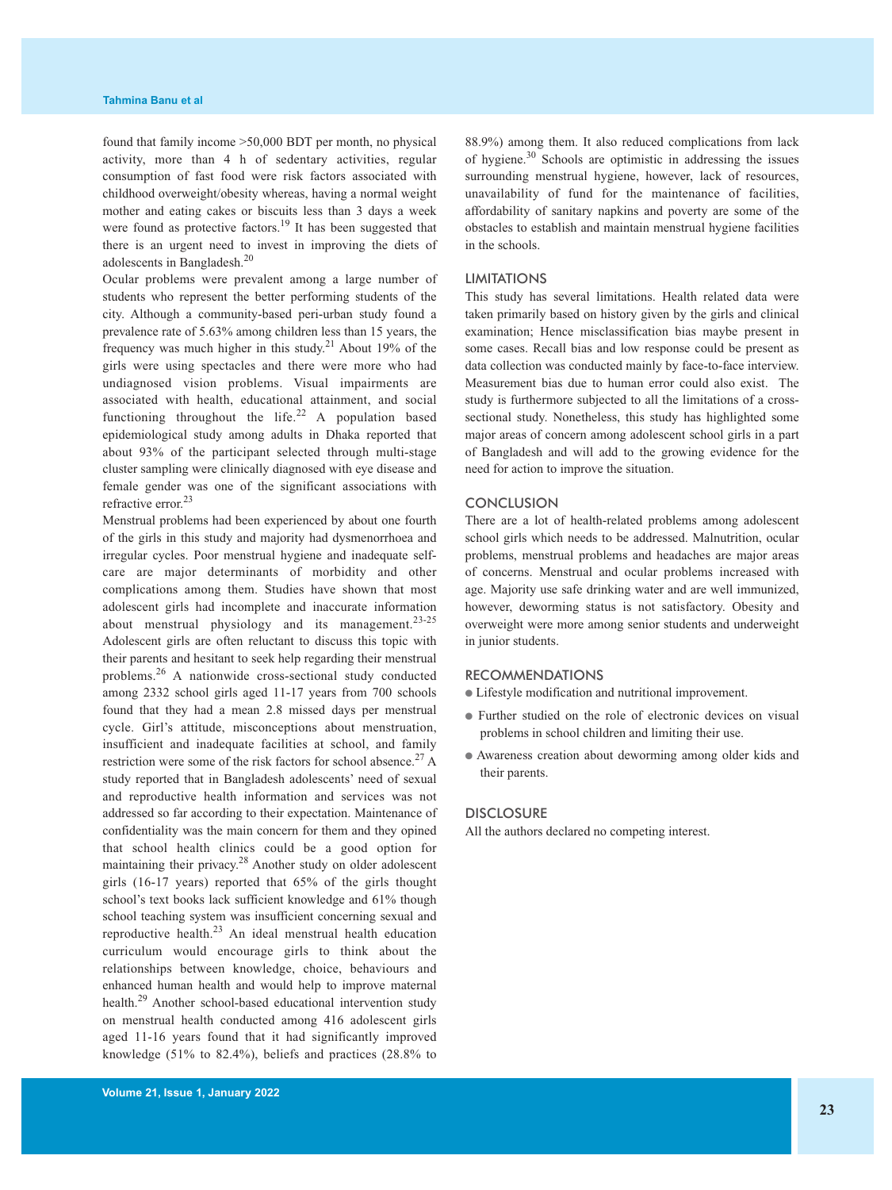found that family income >50,000 BDT per month, no physical activity, more than 4 h of sedentary activities, regular consumption of fast food were risk factors associated with childhood overweight/obesity whereas, having a normal weight mother and eating cakes or biscuits less than 3 days a week were found as protective factors.[19] It has been suggested that there is an urgent need to invest in improving the diets of adolescents in Bangladesh.[20]

Ocular problems were prevalent among a large number of students who represent the better performing students of the city. Although a community-based peri-urban study found a prevalence rate of 5.63% among children less than 15 years, the frequency was much higher in this study.[21] About 19% of the girls were using spectacles and there were more who had undiagnosed vision problems. Visual impairments are associated with health, educational attainment, and social functioning throughout the life.[22] A population based epidemiological study among adults in Dhaka reported that about 93% of the participant selected through multi-stage cluster sampling were clinically diagnosed with eye disease and female gender was one of the significant associations with refractive error.[23]

Menstrual problems had been experienced by about one fourth of the girls in this study and majority had dysmenorrhoea and irregular cycles. Poor menstrual hygiene and inadequate self-care are major determinants of morbidity and other complications among them. Studies have shown that most adolescent girls had incomplete and inaccurate information about menstrual physiology and its management.[23-25] Adolescent girls are often reluctant to discuss this topic with their parents and hesitant to seek help regarding their menstrual problems.[26] A nationwide cross-sectional study conducted among 2332 school girls aged 11-17 years from 700 schools found that they had a mean 2.8 missed days per menstrual cycle. Girl's attitude, misconceptions about menstruation, insufficient and inadequate facilities at school, and family restriction were some of the risk factors for school absence.[27] A study reported that in Bangladesh adolescents' need of sexual and reproductive health information and services was not addressed so far according to their expectation. Maintenance of confidentiality was the main concern for them and they opined that school health clinics could be a good option for maintaining their privacy.[28] Another study on older adolescent girls (16-17 years) reported that 65% of the girls thought school's text books lack sufficient knowledge and 61% though school teaching system was insufficient concerning sexual and reproductive health.[23] An ideal menstrual health education curriculum would encourage girls to think about the relationships between knowledge, choice, behaviours and enhanced human health and would help to improve maternal health.[29] Another school-based educational intervention study on menstrual health conducted among 416 adolescent girls aged 11-16 years found that it had significantly improved knowledge (51% to 82.4%), beliefs and practices (28.8% to 88.9%) among them. It also reduced complications from lack of hygiene.[30] Schools are optimistic in addressing the issues surrounding menstrual hygiene, however, lack of resources, unavailability of fund for the maintenance of facilities, affordability of sanitary napkins and poverty are some of the obstacles to establish and maintain menstrual hygiene facilities in the schools.

## LIMITATIONS

This study has several limitations. Health related data were taken primarily based on history given by the girls and clinical examination; Hence misclassification bias maybe present in some cases. Recall bias and low response could be present as data collection was conducted mainly by face-to-face interview. Measurement bias due to human error could also exist. The study is furthermore subjected to all the limitations of a cross-sectional study. Nonetheless, this study has highlighted some major areas of concern among adolescent school girls in a part of Bangladesh and will add to the growing evidence for the need for action to improve the situation.

## CONCLUSION

There are a lot of health-related problems among adolescent school girls which needs to be addressed. Malnutrition, ocular problems, menstrual problems and headaches are major areas of concerns. Menstrual and ocular problems increased with age. Majority use safe drinking water and are well immunized, however, deworming status is not satisfactory. Obesity and overweight were more among senior students and underweight in junior students.

## RECOMMENDATIONS

- Lifestyle modification and nutritional improvement.
- Further studied on the role of electronic devices on visual problems in school children and limiting their use.
- Awareness creation about deworming among older kids and their parents.

## DISCLOSURE

All the authors declared no competing interest.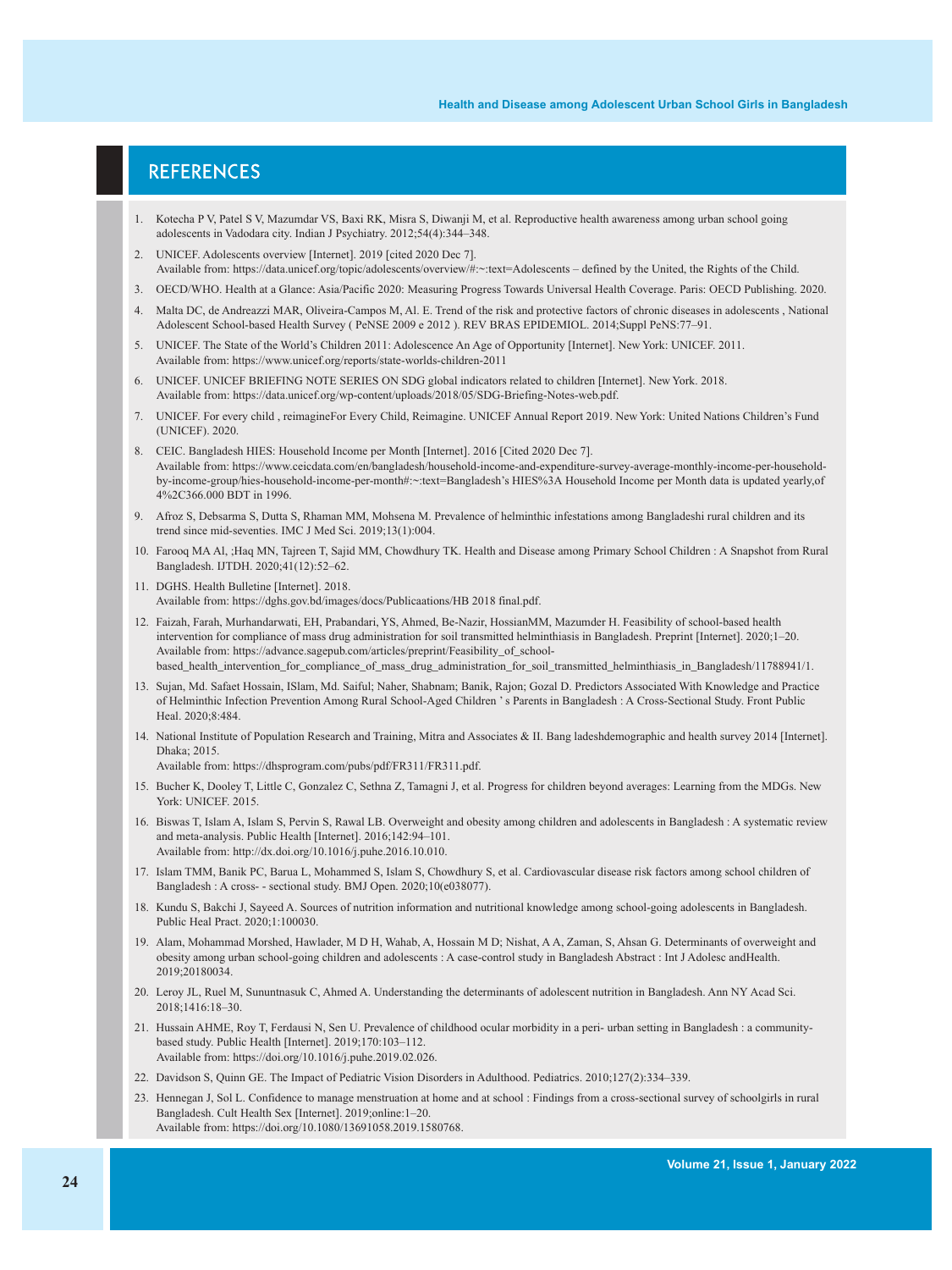## REFERENCES

1. Kotecha P V, Patel S V, Mazumdar VS, Baxi RK, Misra S, Diwanji M, et al. Reproductive health awareness among urban school going adolescents in Vadodara city. Indian J Psychiatry. 2012;54(4):344–348.
2. UNICEF. Adolescents overview [Internet]. 2019 [cited 2020 Dec 7]. Available from: https://data.unicef.org/topic/adolescents/overview/#:~:text=Adolescents – defined by the United, the Rights of the Child.
3. OECD/WHO. Health at a Glance: Asia/Pacific 2020: Measuring Progress Towards Universal Health Coverage. Paris: OECD Publishing. 2020.
4. Malta DC, de Andreazzi MAR, Oliveira-Campos M, Al. E. Trend of the risk and protective factors of chronic diseases in adolescents , National Adolescent School-based Health Survey ( PeNSE 2009 e 2012 ). REV BRAS EPIDEMIOL. 2014;Suppl PeNS:77–91.
5. UNICEF. The State of the World's Children 2011: Adolescence An Age of Opportunity [Internet]. New York: UNICEF. 2011. Available from: https://www.unicef.org/reports/state-worlds-children-2011
6. UNICEF. UNICEF BRIEFING NOTE SERIES ON SDG global indicators related to children [Internet]. New York. 2018. Available from: https://data.unicef.org/wp-content/uploads/2018/05/SDG-Briefing-Notes-web.pdf.
7. UNICEF. For every child , reimagineFor Every Child, Reimagine. UNICEF Annual Report 2019. New York: United Nations Children's Fund (UNICEF). 2020.
8. CEIC. Bangladesh HIES: Household Income per Month [Internet]. 2016 [Cited 2020 Dec 7]. Available from: https://www.ceicdata.com/en/bangladesh/household-income-and-expenditure-survey-average-monthly-income-per-household-by-income-group/hies-household-income-per-month#:~:text=Bangladesh's HIES%3A Household Income per Month data is updated yearly,of 4%2C366.000 BDT in 1996.
9. Afroz S, Debsarma S, Dutta S, Rhaman MM, Mohsena M. Prevalence of helminthic infestations among Bangladeshi rural children and its trend since mid-seventies. IMC J Med Sci. 2019;13(1):004.
10. Farooq MA Al, ;Haq MN, Tajreen T, Sajid MN, Chowdhury TK. Health and Disease among Primary School Children : A Snapshot from Rural Bangladesh. IJTDH. 2020;41(12):52–62.
11. DGHS. Health Bulletine [Internet]. 2018. Available from: https://dghs.gov.bd/images/docs/Publicaations/HB 2018 final.pdf.
12. Faizah, Farah, Murhandarwati, EH, Prabandari, YS, Ahmed, Be-Nazir, HossianMM, Mazumder H. Feasibility of school-based health intervention for compliance of mass drug administration for soil transmitted helminthiasis in Bangladesh. Preprint [Internet]. 2020;1–20. Available from: https://advance.sagepub.com/articles/preprint/Feasibility_of_school-based_health_intervention_for_compliance_of_mass_drug_administration_for_soil_transmitted_helminthiasis_in_Bangladesh/11788941/1.
13. Sujan, Md. Safaet Hossain, ISlam, Md. Saiful; Naher, Shabnam; Banik, Rajon; Gozal D. Predictors Associated With Knowledge and Practice of Helminthic Infection Prevention Among Rural School-Aged Children ' s Parents in Bangladesh : A Cross-Sectional Study. Front Public Heal. 2020;8:484.
14. National Institute of Population Research and Training, Mitra and Associates & II. Bang ladeshdemographic and health survey 2014 [Internet]. Dhaka; 2015. Available from: https://dhsprogram.com/pubs/pdf/FR311/FR311.pdf.
15. Bucher K, Dooley T, Little C, Gonzalez C, Sethna Z, Tamagni J, et al. Progress for children beyond averages: Learning from the MDGs. New York: UNICEF. 2015.
16. Biswas T, Islam A, Islam S, Pervin S, Rawal LB. Overweight and obesity among children and adolescents in Bangladesh : A systematic review and meta-analysis. Public Health [Internet]. 2016;142:94–101. Available from: http://dx.doi.org/10.1016/j.puhe.2016.10.010.
17. Islam TMM, Banik PC, Barua L, Mohammed S, Islam S, Chowdhury S, et al. Cardiovascular disease risk factors among school children of Bangladesh : A cross- - sectional study. BMJ Open. 2020;10(e038077).
18. Kundu S, Bakchi J, Sayeed A. Sources of nutrition information and nutritional knowledge among school-going adolescents in Bangladesh. Public Heal Pract. 2020;1:100030.
19. Alam, Mohammad Morshed, Hawlader, M D H, Wahab, A, Hossain M D; Nishat, A A, Zaman, S, Ahsan G. Determinants of overweight and obesity among urban school-going children and adolescents : A case-control study in Bangladesh Abstract : Int J Adolesc andHealth. 2019;20180034.
20. Leroy JL, Ruel M, Sununtnasuk C, Ahmed A. Understanding the determinants of adolescent nutrition in Bangladesh. Ann NY Acad Sci. 2018;1416:18–30.
21. Hussain AHME, Roy T, Ferdausi N, Sen U. Prevalence of childhood ocular morbidity in a peri- urban setting in Bangladesh : a community-based study. Public Health [Internet]. 2019;170:103–112. Available from: https://doi.org/10.1016/j.puhe.2019.02.026.
22. Davidson S, Quinn GE. The Impact of Pediatric Vision Disorders in Adulthood. Pediatrics. 2010;127(2):334–339.
23. Hennegan J, Sol L. Confidence to manage menstruation at home and at school : Findings from a cross-sectional survey of schoolgirls in rural Bangladesh. Cult Health Sex [Internet]. 2019;online:1–20. Available from: https://doi.org/10.1080/13691058.2019.1580768.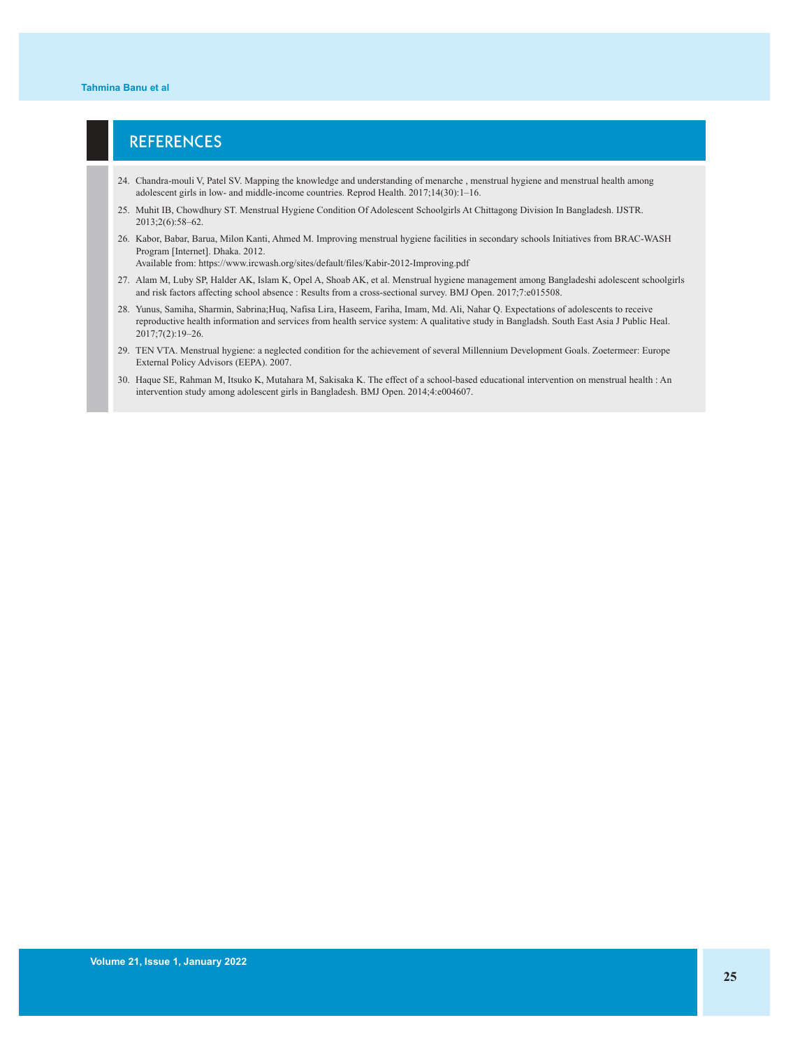## REFERENCES

24. Chandra-mouli V, Patel SV. Mapping the knowledge and understanding of menarche , menstrual hygiene and menstrual health among adolescent girls in low- and middle-income countries. Reprod Health. 2017;14(30):1–16.
25. Muhit IB, Chowdhury ST. Menstrual Hygiene Condition Of Adolescent Schoolgirls At Chittagong Division In Bangladesh. IJSTR. 2013;2(6):58–62.
26. Kabor, Babar, Barua, Milon Kanti, Ahmed M. Improving menstrual hygiene facilities in secondary schools Initiatives from BRAC-WASH Program [Internet]. Dhaka. 2012.
    Available from: https://www.ircwash.org/sites/default/files/Kabir-2012-Improving.pdf
27. Alam M, Luby SP, Halder AK, Islam K, Opel A, Shoab AK, et al. Menstrual hygiene management among Bangladeshi adolescent schoolgirls and risk factors affecting school absence : Results from a cross-sectional survey. BMJ Open. 2017;7:e015508.
28. Yunus, Samiha, Sharmin, Sabrina;Huq, Nafisa Lira, Haseem, Fariha, Imam, Md. Ali, Nahar Q. Expectations of adolescents to receive reproductive health information and services from health service system: A qualitative study in Bangladsh. South East Asia J Public Heal. 2017;7(2):19–26.
29. TEN VTA. Menstrual hygiene: a neglected condition for the achievement of several Millennium Development Goals. Zoetermeer: Europe External Policy Advisors (EEPA). 2007.
30. Haque SE, Rahman M, Itsuko K, Mutahara M, Sakisaka K. The effect of a school-based educational intervention on menstrual health : An intervention study among adolescent girls in Bangladesh. BMJ Open. 2014;4:e004607.